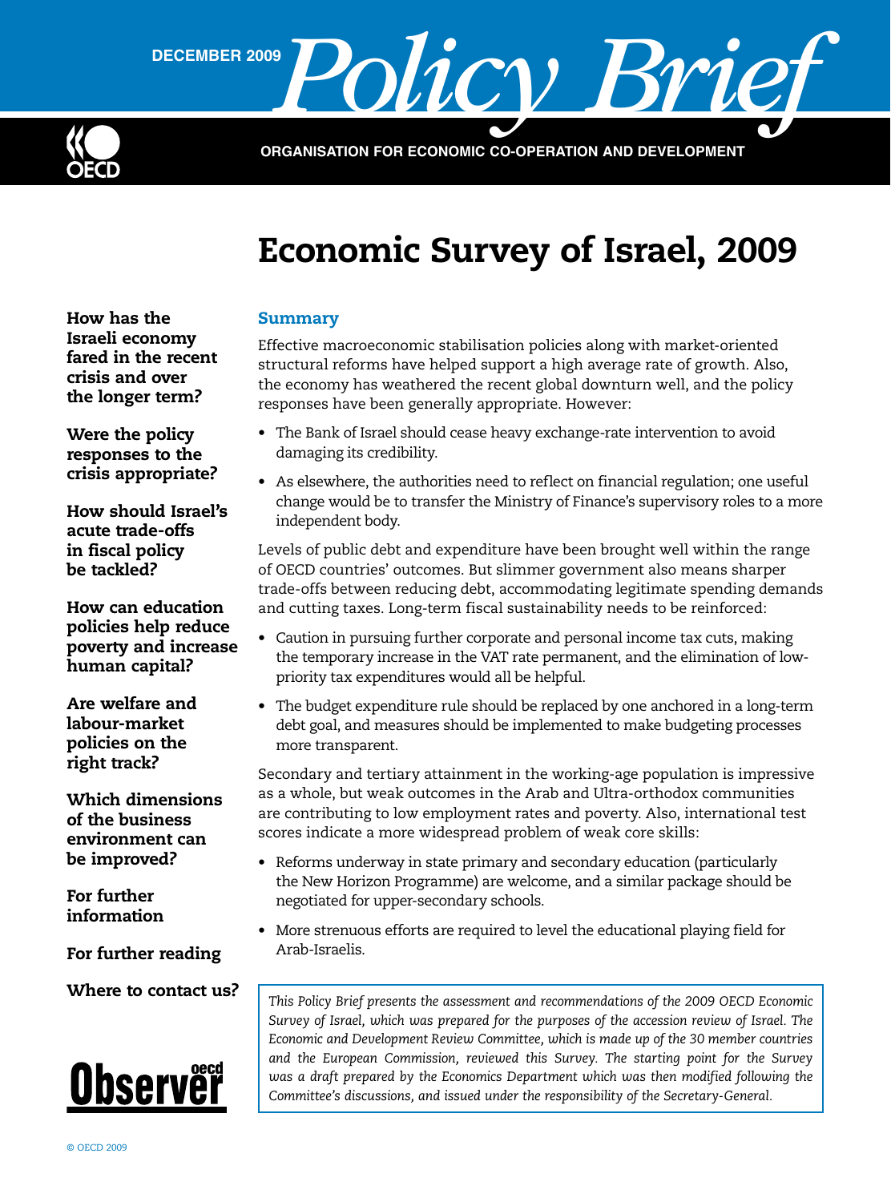DECEMBER 2009 Policy Brief

ORGANISATION FOR ECONOMIC CO-OPERATION AND DEVELOPMENT

# Economic Survey of Israel, 2009

**How has the Israeli economy fared in the recent crisis and over the longer term?**

**Were the policy responses to the crisis appropriate?**

**How should Israel's acute trade-offs in fiscal policy be tackled?**

**How can education policies help reduce poverty and increase human capital?**

**Are welfare and labour-market policies on the right track?**

**Which dimensions of the business environment can be improved?**

**For further information**

**For further reading**

**Where to contact us?**

## Summary

Effective macroeconomic stabilisation policies along with market-oriented structural reforms have helped support a high average rate of growth. Also, the economy has weathered the recent global downturn well, and the policy responses have been generally appropriate. However:

- The Bank of Israel should cease heavy exchange-rate intervention to avoid damaging its credibility.
- As elsewhere, the authorities need to reflect on financial regulation; one useful change would be to transfer the Ministry of Finance's supervisory roles to a more independent body.

Levels of public debt and expenditure have been brought well within the range of OECD countries' outcomes. But slimmer government also means sharper trade-offs between reducing debt, accommodating legitimate spending demands and cutting taxes. Long-term fiscal sustainability needs to be reinforced:

- Caution in pursuing further corporate and personal income tax cuts, making the temporary increase in the VAT rate permanent, and the elimination of low-priority tax expenditures would all be helpful.
- The budget expenditure rule should be replaced by one anchored in a long-term debt goal, and measures should be implemented to make budgeting processes more transparent.

Secondary and tertiary attainment in the working-age population is impressive as a whole, but weak outcomes in the Arab and Ultra-orthodox communities are contributing to low employment rates and poverty. Also, international test scores indicate a more widespread problem of weak core skills:

- Reforms underway in state primary and secondary education (particularly the New Horizon Programme) are welcome, and a similar package should be negotiated for upper-secondary schools.
- More strenuous efforts are required to level the educational playing field for Arab-Israelis.

*This Policy Brief presents the assessment and recommendations of the 2009 OECD Economic Survey of Israel, which was prepared for the purposes of the accession review of Israel. The Economic and Development Review Committee, which is made up of the 30 member countries and the European Commission, reviewed this Survey. The starting point for the Survey was a draft prepared by the Economics Department which was then modified following the Committee's discussions, and issued under the responsibility of the Secretary-General.*

© OECD 2009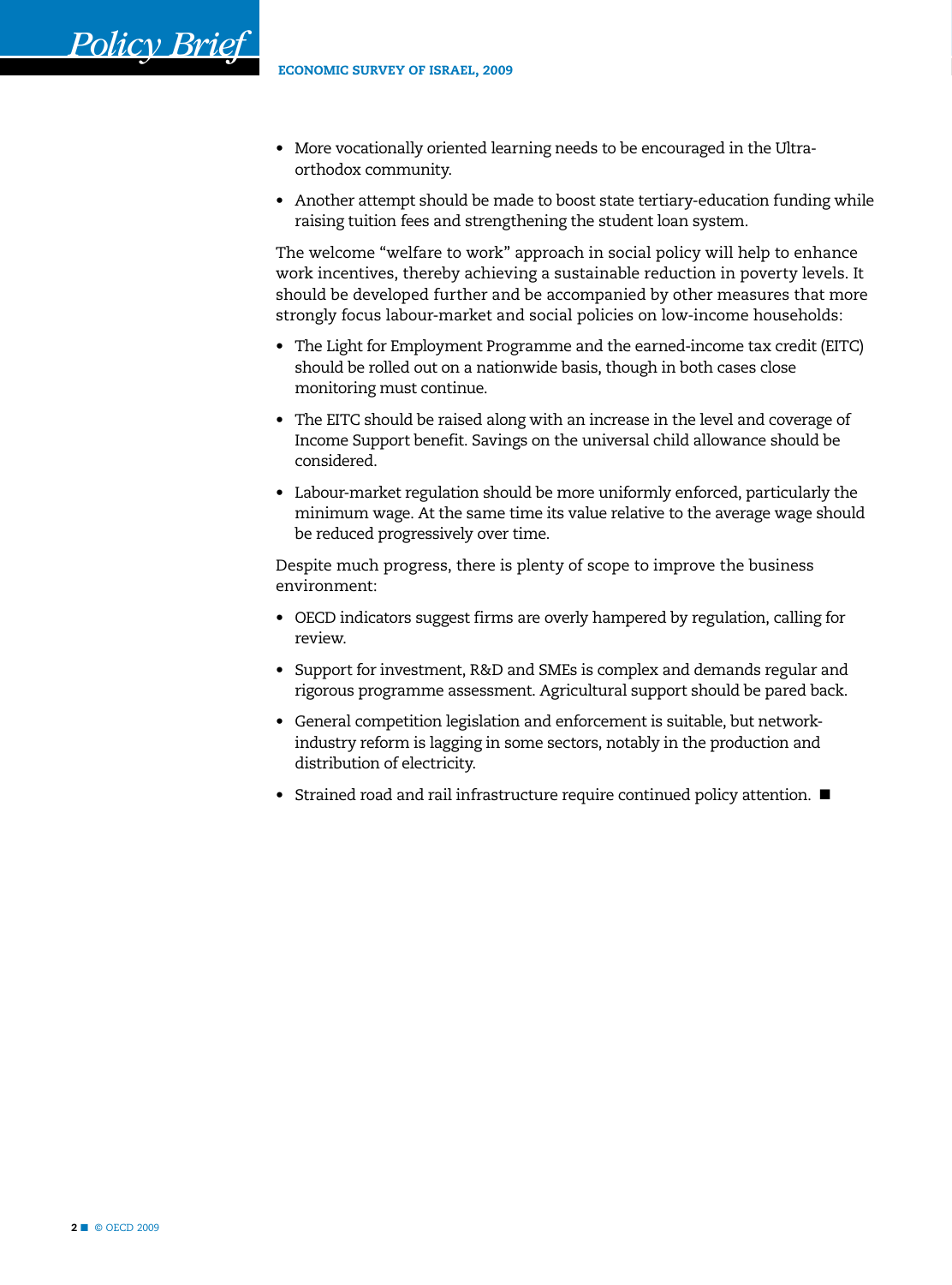- More vocationally oriented learning needs to be encouraged in the Ultra-orthodox community.
- Another attempt should be made to boost state tertiary-education funding while raising tuition fees and strengthening the student loan system.

The welcome "welfare to work" approach in social policy will help to enhance work incentives, thereby achieving a sustainable reduction in poverty levels. It should be developed further and be accompanied by other measures that more strongly focus labour-market and social policies on low-income households:

- The Light for Employment Programme and the earned-income tax credit (EITC) should be rolled out on a nationwide basis, though in both cases close monitoring must continue.
- The EITC should be raised along with an increase in the level and coverage of Income Support benefit. Savings on the universal child allowance should be considered.
- Labour-market regulation should be more uniformly enforced, particularly the minimum wage. At the same time its value relative to the average wage should be reduced progressively over time.

Despite much progress, there is plenty of scope to improve the business environment:

- OECD indicators suggest firms are overly hampered by regulation, calling for review.
- Support for investment, R&D and SMEs is complex and demands regular and rigorous programme assessment. Agricultural support should be pared back.
- General competition legislation and enforcement is suitable, but network-industry reform is lagging in some sectors, notably in the production and distribution of electricity.
- Strained road and rail infrastructure require continued policy attention. ■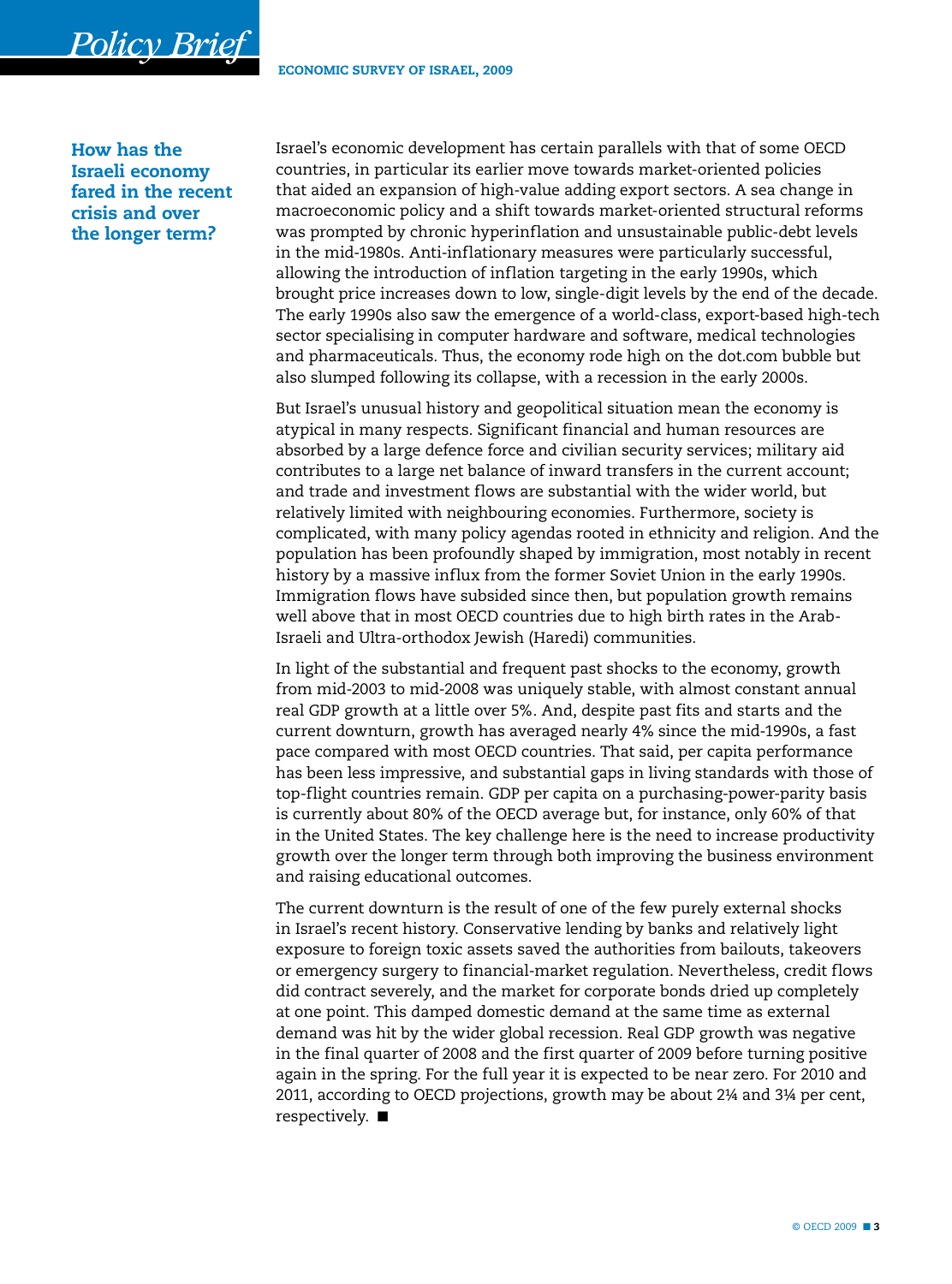## How has the Israeli economy fared in the recent crisis and over the longer term?

Israel's economic development has certain parallels with that of some OECD countries, in particular its earlier move towards market-oriented policies that aided an expansion of high-value adding export sectors. A sea change in macroeconomic policy and a shift towards market-oriented structural reforms was prompted by chronic hyperinflation and unsustainable public-debt levels in the mid-1980s. Anti-inflationary measures were particularly successful, allowing the introduction of inflation targeting in the early 1990s, which brought price increases down to low, single-digit levels by the end of the decade. The early 1990s also saw the emergence of a world-class, export-based high-tech sector specialising in computer hardware and software, medical technologies and pharmaceuticals. Thus, the economy rode high on the dot.com bubble but also slumped following its collapse, with a recession in the early 2000s.

But Israel's unusual history and geopolitical situation mean the economy is atypical in many respects. Significant financial and human resources are absorbed by a large defence force and civilian security services; military aid contributes to a large net balance of inward transfers in the current account; and trade and investment flows are substantial with the wider world, but relatively limited with neighbouring economies. Furthermore, society is complicated, with many policy agendas rooted in ethnicity and religion. And the population has been profoundly shaped by immigration, most notably in recent history by a massive influx from the former Soviet Union in the early 1990s. Immigration flows have subsided since then, but population growth remains well above that in most OECD countries due to high birth rates in the Arab-Israeli and Ultra-orthodox Jewish (Haredi) communities.

In light of the substantial and frequent past shocks to the economy, growth from mid-2003 to mid-2008 was uniquely stable, with almost constant annual real GDP growth at a little over 5%. And, despite past fits and starts and the current downturn, growth has averaged nearly 4% since the mid-1990s, a fast pace compared with most OECD countries. That said, per capita performance has been less impressive, and substantial gaps in living standards with those of top-flight countries remain. GDP per capita on a purchasing-power-parity basis is currently about 80% of the OECD average but, for instance, only 60% of that in the United States. The key challenge here is the need to increase productivity growth over the longer term through both improving the business environment and raising educational outcomes.

The current downturn is the result of one of the few purely external shocks in Israel's recent history. Conservative lending by banks and relatively light exposure to foreign toxic assets saved the authorities from bailouts, takeovers or emergency surgery to financial-market regulation. Nevertheless, credit flows did contract severely, and the market for corporate bonds dried up completely at one point. This damped domestic demand at the same time as external demand was hit by the wider global recession. Real GDP growth was negative in the final quarter of 2008 and the first quarter of 2009 before turning positive again in the spring. For the full year it is expected to be near zero. For 2010 and 2011, according to OECD projections, growth may be about 2¼ and 3¼ per cent, respectively. ■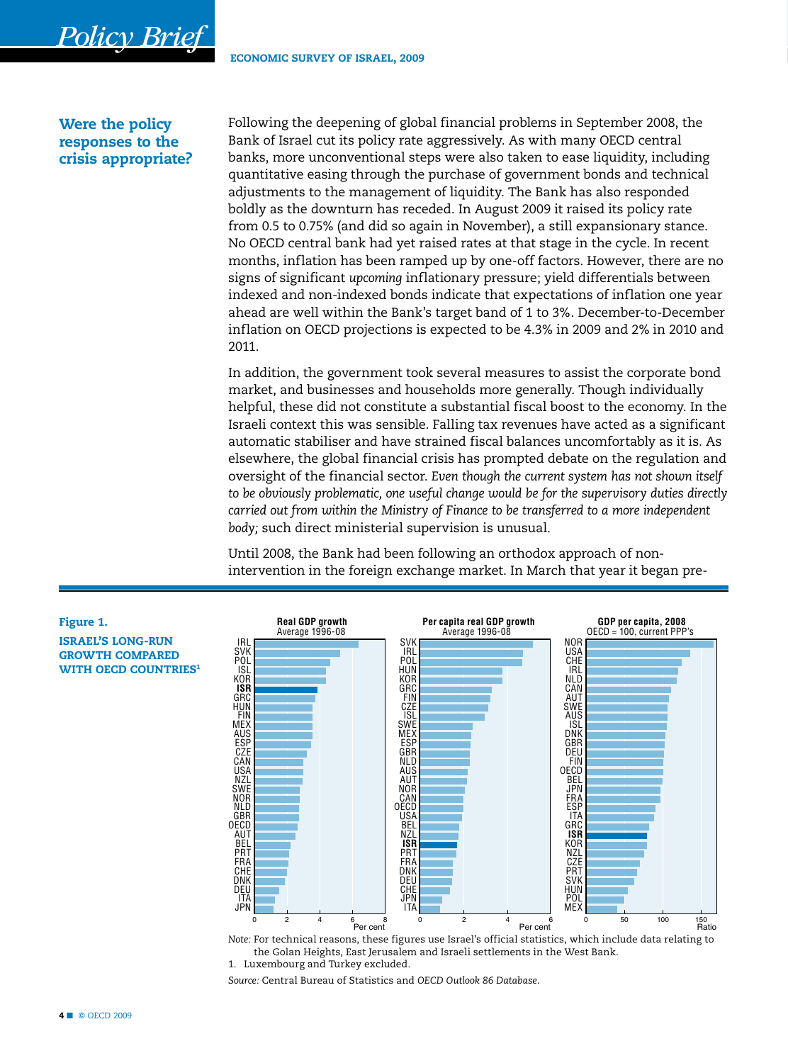### Were the policy responses to the crisis appropriate?

Following the deepening of global financial problems in September 2008, the Bank of Israel cut its policy rate aggressively. As with many OECD central banks, more unconventional steps were also taken to ease liquidity, including quantitative easing through the purchase of government bonds and technical adjustments to the management of liquidity. The Bank has also responded boldly as the downturn has receded. In August 2009 it raised its policy rate from 0.5 to 0.75% (and did so again in November), a still expansionary stance. No OECD central bank had yet raised rates at that stage in the cycle. In recent months, inflation has been ramped up by one-off factors. However, there are no signs of significant *upcoming* inflationary pressure; yield differentials between indexed and non-indexed bonds indicate that expectations of inflation one year ahead are well within the Bank's target band of 1 to 3%. December-to-December inflation on OECD projections is expected to be 4.3% in 2009 and 2% in 2010 and 2011.

In addition, the government took several measures to assist the corporate bond market, and businesses and households more generally. Though individually helpful, these did not constitute a substantial fiscal boost to the economy. In the Israeli context this was sensible. Falling tax revenues have acted as a significant automatic stabiliser and have strained fiscal balances uncomfortably as it is. As elsewhere, the global financial crisis has prompted debate on the regulation and oversight of the financial sector. *Even though the current system has not shown itself to be obviously problematic, one useful change would be for the supervisory duties directly carried out from within the Ministry of Finance to be transferred to a more independent body;* such direct ministerial supervision is unusual.

Until 2008, the Bank had been following an orthodox approach of non-intervention in the foreign exchange market. In March that year it began pre-

**Figure 1. ISRAEL'S LONG-RUN GROWTH COMPARED WITH OECD COUNTRIES[1]**

*Note:* For technical reasons, these figures use Israel's official statistics, which include data relating to the Golan Heights, East Jerusalem and Israeli settlements in the West Bank.

1. Luxembourg and Turkey excluded.

*Source:* Central Bureau of Statistics and *OECD Outlook 86 Database*.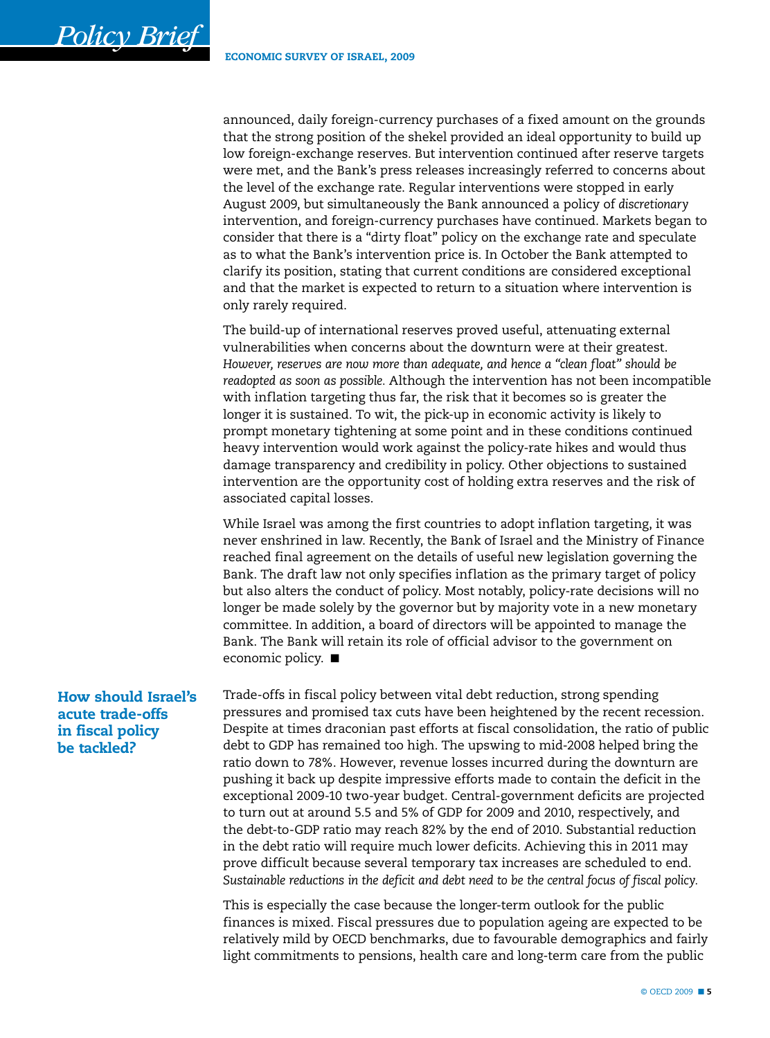announced, daily foreign-currency purchases of a fixed amount on the grounds that the strong position of the shekel provided an ideal opportunity to build up low foreign-exchange reserves. But intervention continued after reserve targets were met, and the Bank's press releases increasingly referred to concerns about the level of the exchange rate. Regular interventions were stopped in early August 2009, but simultaneously the Bank announced a policy of *discretionary* intervention, and foreign-currency purchases have continued. Markets began to consider that there is a "dirty float" policy on the exchange rate and speculate as to what the Bank's intervention price is. In October the Bank attempted to clarify its position, stating that current conditions are considered exceptional and that the market is expected to return to a situation where intervention is only rarely required.

The build-up of international reserves proved useful, attenuating external vulnerabilities when concerns about the downturn were at their greatest. *However, reserves are now more than adequate, and hence a "clean float" should be readopted as soon as possible.* Although the intervention has not been incompatible with inflation targeting thus far, the risk that it becomes so is greater the longer it is sustained. To wit, the pick-up in economic activity is likely to prompt monetary tightening at some point and in these conditions continued heavy intervention would work against the policy-rate hikes and would thus damage transparency and credibility in policy. Other objections to sustained intervention are the opportunity cost of holding extra reserves and the risk of associated capital losses.

While Israel was among the first countries to adopt inflation targeting, it was never enshrined in law. Recently, the Bank of Israel and the Ministry of Finance reached final agreement on the details of useful new legislation governing the Bank. The draft law not only specifies inflation as the primary target of policy but also alters the conduct of policy. Most notably, policy-rate decisions will no longer be made solely by the governor but by majority vote in a new monetary committee. In addition, a board of directors will be appointed to manage the Bank. The Bank will retain its role of official advisor to the government on economic policy. ■

## How should Israel's acute trade-offs in fiscal policy be tackled?

Trade-offs in fiscal policy between vital debt reduction, strong spending pressures and promised tax cuts have been heightened by the recent recession. Despite at times draconian past efforts at fiscal consolidation, the ratio of public debt to GDP has remained too high. The upswing to mid-2008 helped bring the ratio down to 78%. However, revenue losses incurred during the downturn are pushing it back up despite impressive efforts made to contain the deficit in the exceptional 2009-10 two-year budget. Central-government deficits are projected to turn out at around 5.5 and 5% of GDP for 2009 and 2010, respectively, and the debt-to-GDP ratio may reach 82% by the end of 2010. Substantial reduction in the debt ratio will require much lower deficits. Achieving this in 2011 may prove difficult because several temporary tax increases are scheduled to end. *Sustainable reductions in the deficit and debt need to be the central focus of fiscal policy.*

This is especially the case because the longer-term outlook for the public finances is mixed. Fiscal pressures due to population ageing are expected to be relatively mild by OECD benchmarks, due to favourable demographics and fairly light commitments to pensions, health care and long-term care from the public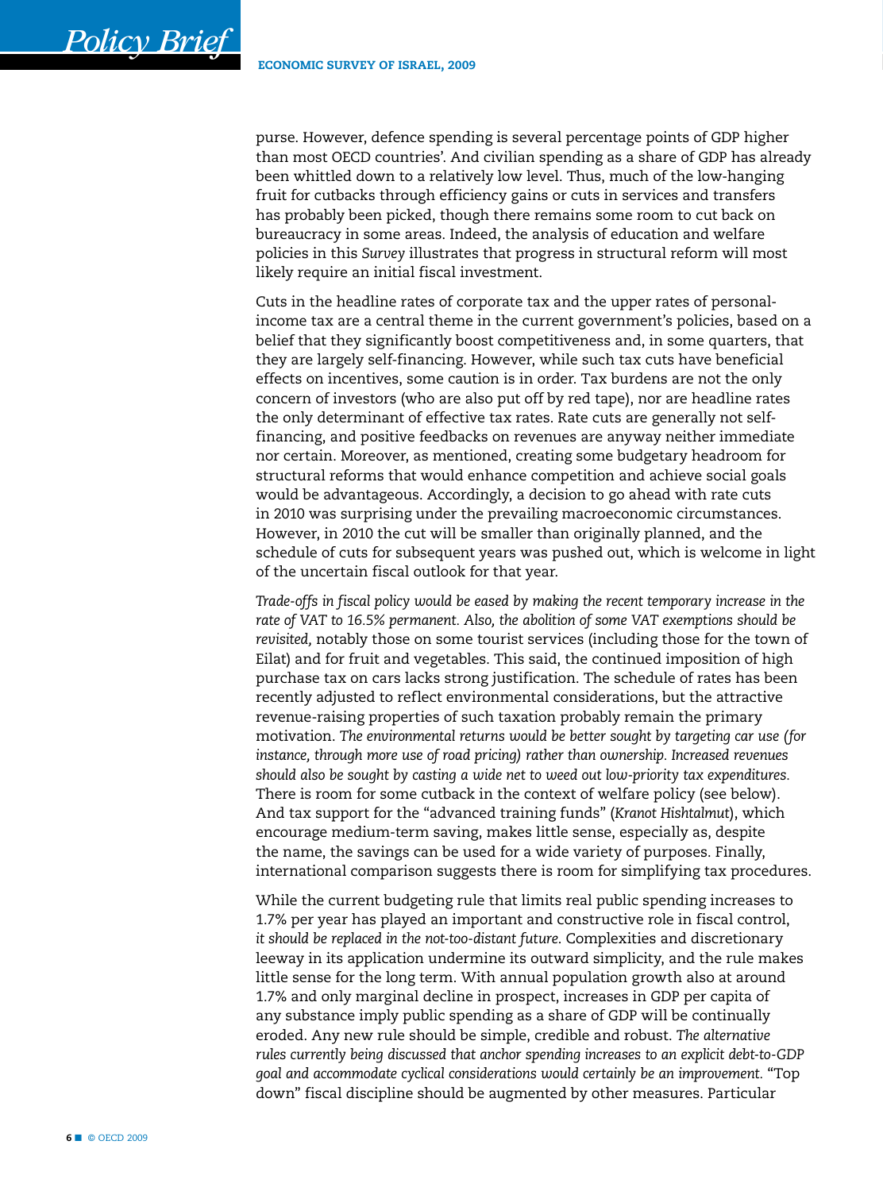purse. However, defence spending is several percentage points of GDP higher than most OECD countries'. And civilian spending as a share of GDP has already been whittled down to a relatively low level. Thus, much of the low-hanging fruit for cutbacks through efficiency gains or cuts in services and transfers has probably been picked, though there remains some room to cut back on bureaucracy in some areas. Indeed, the analysis of education and welfare policies in this *Survey* illustrates that progress in structural reform will most likely require an initial fiscal investment.

Cuts in the headline rates of corporate tax and the upper rates of personal-income tax are a central theme in the current government's policies, based on a belief that they significantly boost competitiveness and, in some quarters, that they are largely self-financing. However, while such tax cuts have beneficial effects on incentives, some caution is in order. Tax burdens are not the only concern of investors (who are also put off by red tape), nor are headline rates the only determinant of effective tax rates. Rate cuts are generally not self-financing, and positive feedbacks on revenues are anyway neither immediate nor certain. Moreover, as mentioned, creating some budgetary headroom for structural reforms that would enhance competition and achieve social goals would be advantageous. Accordingly, a decision to go ahead with rate cuts in 2010 was surprising under the prevailing macroeconomic circumstances. However, in 2010 the cut will be smaller than originally planned, and the schedule of cuts for subsequent years was pushed out, which is welcome in light of the uncertain fiscal outlook for that year.

*Trade-offs in fiscal policy would be eased by making the recent temporary increase in the rate of VAT to 16.5% permanent. Also, the abolition of some VAT exemptions should be revisited,* notably those on some tourist services (including those for the town of Eilat) and for fruit and vegetables. This said, the continued imposition of high purchase tax on cars lacks strong justification. The schedule of rates has been recently adjusted to reflect environmental considerations, but the attractive revenue-raising properties of such taxation probably remain the primary motivation. *The environmental returns would be better sought by targeting car use (for instance, through more use of road pricing) rather than ownership. Increased revenues should also be sought by casting a wide net to weed out low-priority tax expenditures.* There is room for some cutback in the context of welfare policy (see below). And tax support for the "advanced training funds" (*Kranot Hishtalmut*), which encourage medium-term saving, makes little sense, especially as, despite the name, the savings can be used for a wide variety of purposes. Finally, international comparison suggests there is room for simplifying tax procedures.

While the current budgeting rule that limits real public spending increases to 1.7% per year has played an important and constructive role in fiscal control, *it should be replaced in the not-too-distant future*. Complexities and discretionary leeway in its application undermine its outward simplicity, and the rule makes little sense for the long term. With annual population growth also at around 1.7% and only marginal decline in prospect, increases in GDP per capita of any substance imply public spending as a share of GDP will be continually eroded. Any new rule should be simple, credible and robust. *The alternative rules currently being discussed that anchor spending increases to an explicit debt-to-GDP goal and accommodate cyclical considerations would certainly be an improvement.* "Top down" fiscal discipline should be augmented by other measures. Particular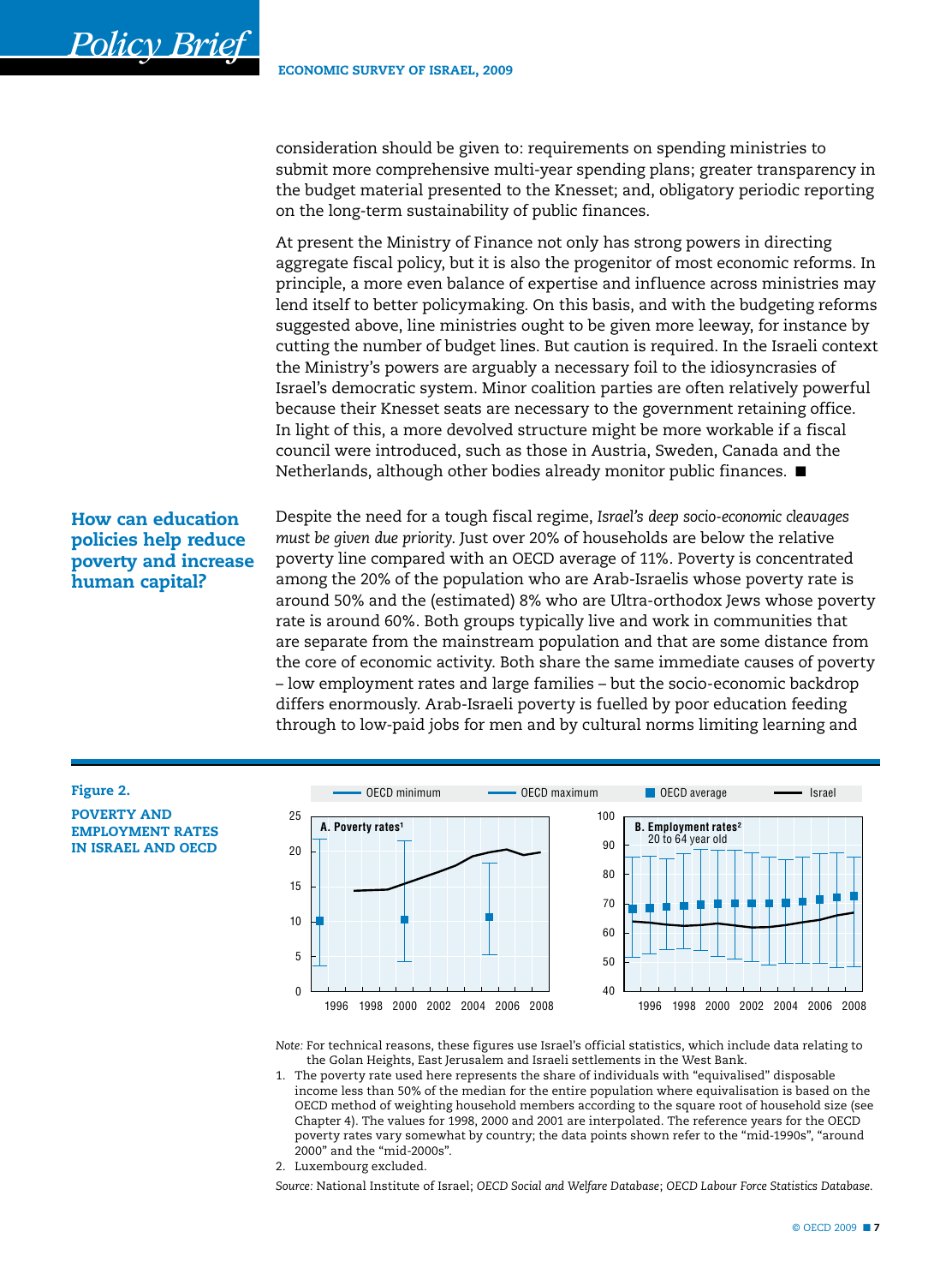consideration should be given to: requirements on spending ministries to submit more comprehensive multi-year spending plans; greater transparency in the budget material presented to the Knesset; and, obligatory periodic reporting on the long-term sustainability of public finances.

At present the Ministry of Finance not only has strong powers in directing aggregate fiscal policy, but it is also the progenitor of most economic reforms. In principle, a more even balance of expertise and influence across ministries may lend itself to better policymaking. On this basis, and with the budgeting reforms suggested above, line ministries ought to be given more leeway, for instance by cutting the number of budget lines. But caution is required. In the Israeli context the Ministry's powers are arguably a necessary foil to the idiosyncrasies of Israel's democratic system. Minor coalition parties are often relatively powerful because their Knesset seats are necessary to the government retaining office. In light of this, a more devolved structure might be more workable if a fiscal council were introduced, such as those in Austria, Sweden, Canada and the Netherlands, although other bodies already monitor public finances. ■

## How can education policies help reduce poverty and increase human capital?

Despite the need for a tough fiscal regime, *Israel's deep socio-economic cleavages must be given due priority*. Just over 20% of households are below the relative poverty line compared with an OECD average of 11%. Poverty is concentrated among the 20% of the population who are Arab-Israelis whose poverty rate is around 50% and the (estimated) 8% who are Ultra-orthodox Jews whose poverty rate is around 60%. Both groups typically live and work in communities that are separate from the mainstream population and that are some distance from the core of economic activity. Both share the same immediate causes of poverty – low employment rates and large families – but the socio-economic backdrop differs enormously. Arab-Israeli poverty is fuelled by poor education feeding through to low-paid jobs for men and by cultural norms limiting learning and

**Figure 2. POVERTY AND EMPLOYMENT RATES IN ISRAEL AND OECD**

Legend: OECD minimum; OECD maximum; OECD average; Israel

A. Poverty rates[1]

B. Employment rates[2] 20 to 64 year old

*Note:* For technical reasons, these figures use Israel's official statistics, which include data relating to the Golan Heights, East Jerusalem and Israeli settlements in the West Bank.

1. The poverty rate used here represents the share of individuals with "equivalised" disposable income less than 50% of the median for the entire population where equivalisation is based on the OECD method of weighting household members according to the square root of household size (see Chapter 4). The values for 1998, 2000 and 2001 are interpolated. The reference years for the OECD poverty rates vary somewhat by country; the data points shown refer to the "mid-1990s", "around 2000" and the "mid-2000s".
2. Luxembourg excluded.

*Source:* National Institute of Israel; *OECD Social and Welfare Database*; *OECD Labour Force Statistics Database*.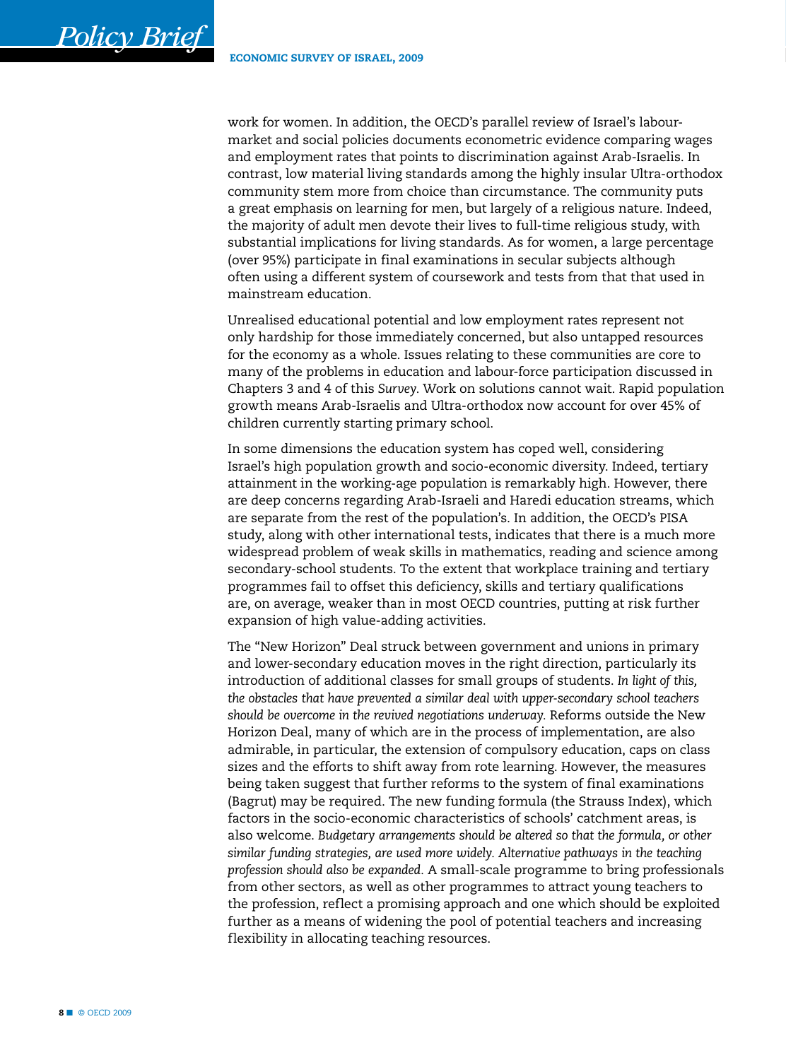work for women. In addition, the OECD's parallel review of Israel's labour-market and social policies documents econometric evidence comparing wages and employment rates that points to discrimination against Arab-Israelis. In contrast, low material living standards among the highly insular Ultra-orthodox community stem more from choice than circumstance. The community puts a great emphasis on learning for men, but largely of a religious nature. Indeed, the majority of adult men devote their lives to full-time religious study, with substantial implications for living standards. As for women, a large percentage (over 95%) participate in final examinations in secular subjects although often using a different system of coursework and tests from that that used in mainstream education.

Unrealised educational potential and low employment rates represent not only hardship for those immediately concerned, but also untapped resources for the economy as a whole. Issues relating to these communities are core to many of the problems in education and labour-force participation discussed in Chapters 3 and 4 of this *Survey*. Work on solutions cannot wait. Rapid population growth means Arab-Israelis and Ultra-orthodox now account for over 45% of children currently starting primary school.

In some dimensions the education system has coped well, considering Israel's high population growth and socio-economic diversity. Indeed, tertiary attainment in the working-age population is remarkably high. However, there are deep concerns regarding Arab-Israeli and Haredi education streams, which are separate from the rest of the population's. In addition, the OECD's PISA study, along with other international tests, indicates that there is a much more widespread problem of weak skills in mathematics, reading and science among secondary-school students. To the extent that workplace training and tertiary programmes fail to offset this deficiency, skills and tertiary qualifications are, on average, weaker than in most OECD countries, putting at risk further expansion of high value-adding activities.

The "New Horizon" Deal struck between government and unions in primary and lower-secondary education moves in the right direction, particularly its introduction of additional classes for small groups of students. *In light of this, the obstacles that have prevented a similar deal with upper-secondary school teachers should be overcome in the revived negotiations underway.* Reforms outside the New Horizon Deal, many of which are in the process of implementation, are also admirable, in particular, the extension of compulsory education, caps on class sizes and the efforts to shift away from rote learning. However, the measures being taken suggest that further reforms to the system of final examinations (Bagrut) may be required. The new funding formula (the Strauss Index), which factors in the socio-economic characteristics of schools' catchment areas, is also welcome. *Budgetary arrangements should be altered so that the formula, or other similar funding strategies, are used more widely. Alternative pathways in the teaching profession should also be expanded.* A small-scale programme to bring professionals from other sectors, as well as other programmes to attract young teachers to the profession, reflect a promising approach and one which should be exploited further as a means of widening the pool of potential teachers and increasing flexibility in allocating teaching resources.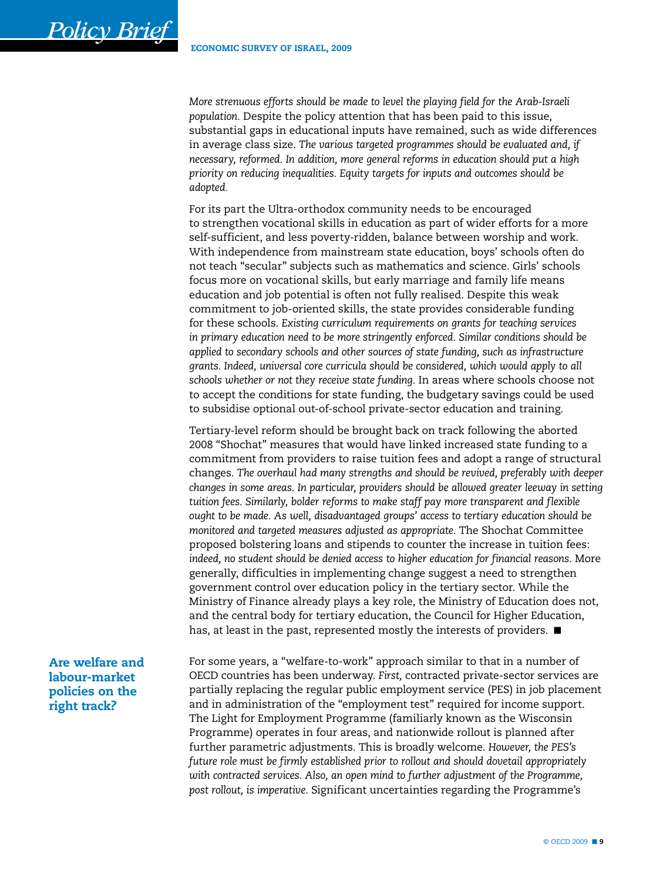*More strenuous efforts should be made to level the playing field for the Arab-Israeli population.* Despite the policy attention that has been paid to this issue, substantial gaps in educational inputs have remained, such as wide differences in average class size. *The various targeted programmes should be evaluated and, if necessary, reformed. In addition, more general reforms in education should put a high priority on reducing inequalities. Equity targets for inputs and outcomes should be adopted.*

For its part the Ultra-orthodox community needs to be encouraged to strengthen vocational skills in education as part of wider efforts for a more self-sufficient, and less poverty-ridden, balance between worship and work. With independence from mainstream state education, boys' schools often do not teach "secular" subjects such as mathematics and science. Girls' schools focus more on vocational skills, but early marriage and family life means education and job potential is often not fully realised. Despite this weak commitment to job-oriented skills, the state provides considerable funding for these schools. *Existing curriculum requirements on grants for teaching services in primary education need to be more stringently enforced. Similar conditions should be applied to secondary schools and other sources of state funding, such as infrastructure grants. Indeed, universal core curricula should be considered, which would apply to all schools whether or not they receive state funding.* In areas where schools choose not to accept the conditions for state funding, the budgetary savings could be used to subsidise optional out-of-school private-sector education and training.

Tertiary-level reform should be brought back on track following the aborted 2008 "Shochat" measures that would have linked increased state funding to a commitment from providers to raise tuition fees and adopt a range of structural changes. *The overhaul had many strengths and should be revived, preferably with deeper changes in some areas. In particular, providers should be allowed greater leeway in setting tuition fees. Similarly, bolder reforms to make staff pay more transparent and flexible ought to be made. As well, disadvantaged groups' access to tertiary education should be monitored and targeted measures adjusted as appropriate.* The Shochat Committee proposed bolstering loans and stipends to counter the increase in tuition fees: *indeed, no student should be denied access to higher education for financial reasons.* More generally, difficulties in implementing change suggest a need to strengthen government control over education policy in the tertiary sector. While the Ministry of Finance already plays a key role, the Ministry of Education does not, and the central body for tertiary education, the Council for Higher Education, has, at least in the past, represented mostly the interests of providers. ■

## Are welfare and labour-market policies on the right track?

For some years, a "welfare-to-work" approach similar to that in a number of OECD countries has been underway. *First,* contracted private-sector services are partially replacing the regular public employment service (PES) in job placement and in administration of the "employment test" required for income support. The Light for Employment Programme (familiarly known as the Wisconsin Programme) operates in four areas, and nationwide rollout is planned after further parametric adjustments. This is broadly welcome. *However, the PES's future role must be firmly established prior to rollout and should dovetail appropriately with contracted services. Also, an open mind to further adjustment of the Programme, post rollout, is imperative.* Significant uncertainties regarding the Programme's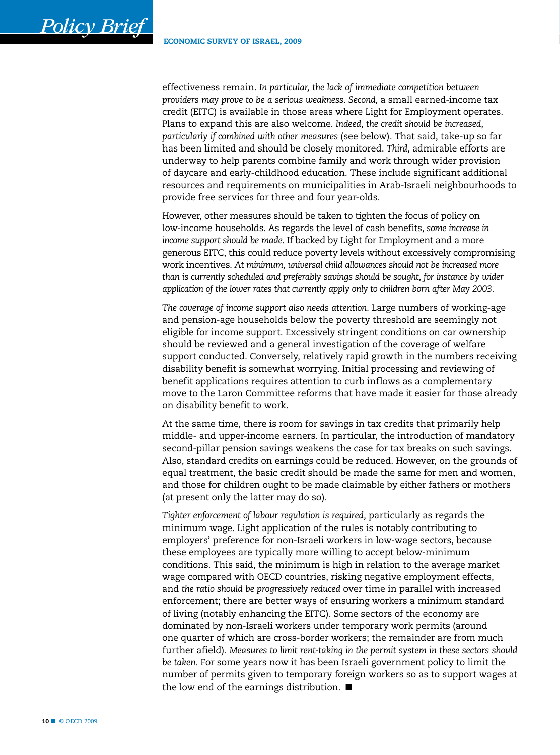effectiveness remain. *In particular, the lack of immediate competition between providers may prove to be a serious weakness. Second,* a small earned-income tax credit (EITC) is available in those areas where Light for Employment operates. Plans to expand this are also welcome. *Indeed, the credit should be increased, particularly if combined with other measures* (see below). That said, take-up so far has been limited and should be closely monitored. *Third,* admirable efforts are underway to help parents combine family and work through wider provision of daycare and early-childhood education. These include significant additional resources and requirements on municipalities in Arab-Israeli neighbourhoods to provide free services for three and four year-olds.

However, other measures should be taken to tighten the focus of policy on low-income households. As regards the level of cash benefits, *some increase in income support should be made.* If backed by Light for Employment and a more generous EITC, this could reduce poverty levels without excessively compromising work incentives. *At minimum, universal child allowances should not be increased more than is currently scheduled and preferably savings should be sought, for instance by wider application of the lower rates that currently apply only to children born after May 2003.*

*The coverage of income support also needs attention.* Large numbers of working-age and pension-age households below the poverty threshold are seemingly not eligible for income support. Excessively stringent conditions on car ownership should be reviewed and a general investigation of the coverage of welfare support conducted. Conversely, relatively rapid growth in the numbers receiving disability benefit is somewhat worrying. Initial processing and reviewing of benefit applications requires attention to curb inflows as a complementary move to the Laron Committee reforms that have made it easier for those already on disability benefit to work.

At the same time, there is room for savings in tax credits that primarily help middle- and upper-income earners. In particular, the introduction of mandatory second-pillar pension savings weakens the case for tax breaks on such savings. Also, standard credits on earnings could be reduced. However, on the grounds of equal treatment, the basic credit should be made the same for men and women, and those for children ought to be made claimable by either fathers or mothers (at present only the latter may do so).

*Tighter enforcement of labour regulation is required,* particularly as regards the minimum wage. Light application of the rules is notably contributing to employers' preference for non-Israeli workers in low-wage sectors, because these employees are typically more willing to accept below-minimum conditions. This said, the minimum is high in relation to the average market wage compared with OECD countries, risking negative employment effects, and *the ratio should be progressively reduced* over time in parallel with increased enforcement; there are better ways of ensuring workers a minimum standard of living (notably enhancing the EITC). Some sectors of the economy are dominated by non-Israeli workers under temporary work permits (around one quarter of which are cross-border workers; the remainder are from much further afield). *Measures to limit rent-taking in the permit system in these sectors should be taken.* For some years now it has been Israeli government policy to limit the number of permits given to temporary foreign workers so as to support wages at the low end of the earnings distribution. ■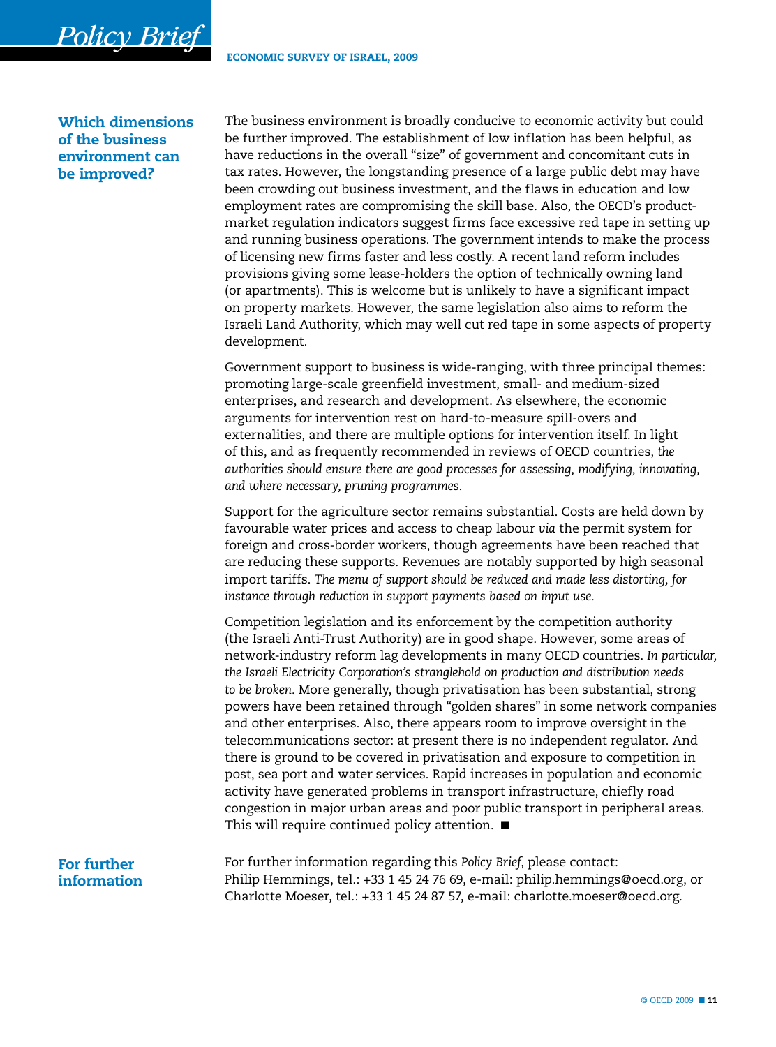## Which dimensions of the business environment can be improved?

The business environment is broadly conducive to economic activity but could be further improved. The establishment of low inflation has been helpful, as have reductions in the overall "size" of government and concomitant cuts in tax rates. However, the longstanding presence of a large public debt may have been crowding out business investment, and the flaws in education and low employment rates are compromising the skill base. Also, the OECD's product-market regulation indicators suggest firms face excessive red tape in setting up and running business operations. The government intends to make the process of licensing new firms faster and less costly. A recent land reform includes provisions giving some lease-holders the option of technically owning land (or apartments). This is welcome but is unlikely to have a significant impact on property markets. However, the same legislation also aims to reform the Israeli Land Authority, which may well cut red tape in some aspects of property development.

Government support to business is wide-ranging, with three principal themes: promoting large-scale greenfield investment, small- and medium-sized enterprises, and research and development. As elsewhere, the economic arguments for intervention rest on hard-to-measure spill-overs and externalities, and there are multiple options for intervention itself. In light of this, and as frequently recommended in reviews of OECD countries, *the authorities should ensure there are good processes for assessing, modifying, innovating, and where necessary, pruning programmes.*

Support for the agriculture sector remains substantial. Costs are held down by favourable water prices and access to cheap labour *via* the permit system for foreign and cross-border workers, though agreements have been reached that are reducing these supports. Revenues are notably supported by high seasonal import tariffs. *The menu of support should be reduced and made less distorting, for instance through reduction in support payments based on input use.*

Competition legislation and its enforcement by the competition authority (the Israeli Anti-Trust Authority) are in good shape. However, some areas of network-industry reform lag developments in many OECD countries. *In particular, the Israeli Electricity Corporation's stranglehold on production and distribution needs to be broken.* More generally, though privatisation has been substantial, strong powers have been retained through "golden shares" in some network companies and other enterprises. Also, there appears room to improve oversight in the telecommunications sector: at present there is no independent regulator. And there is ground to be covered in privatisation and exposure to competition in post, sea port and water services. Rapid increases in population and economic activity have generated problems in transport infrastructure, chiefly road congestion in major urban areas and poor public transport in peripheral areas. This will require continued policy attention. ■

## For further information

For further information regarding this *Policy Brief*, please contact:
Philip Hemmings, tel.: +33 1 45 24 76 69, e-mail: philip.hemmings@oecd.org, or Charlotte Moeser, tel.: +33 1 45 24 87 57, e-mail: charlotte.moeser@oecd.org.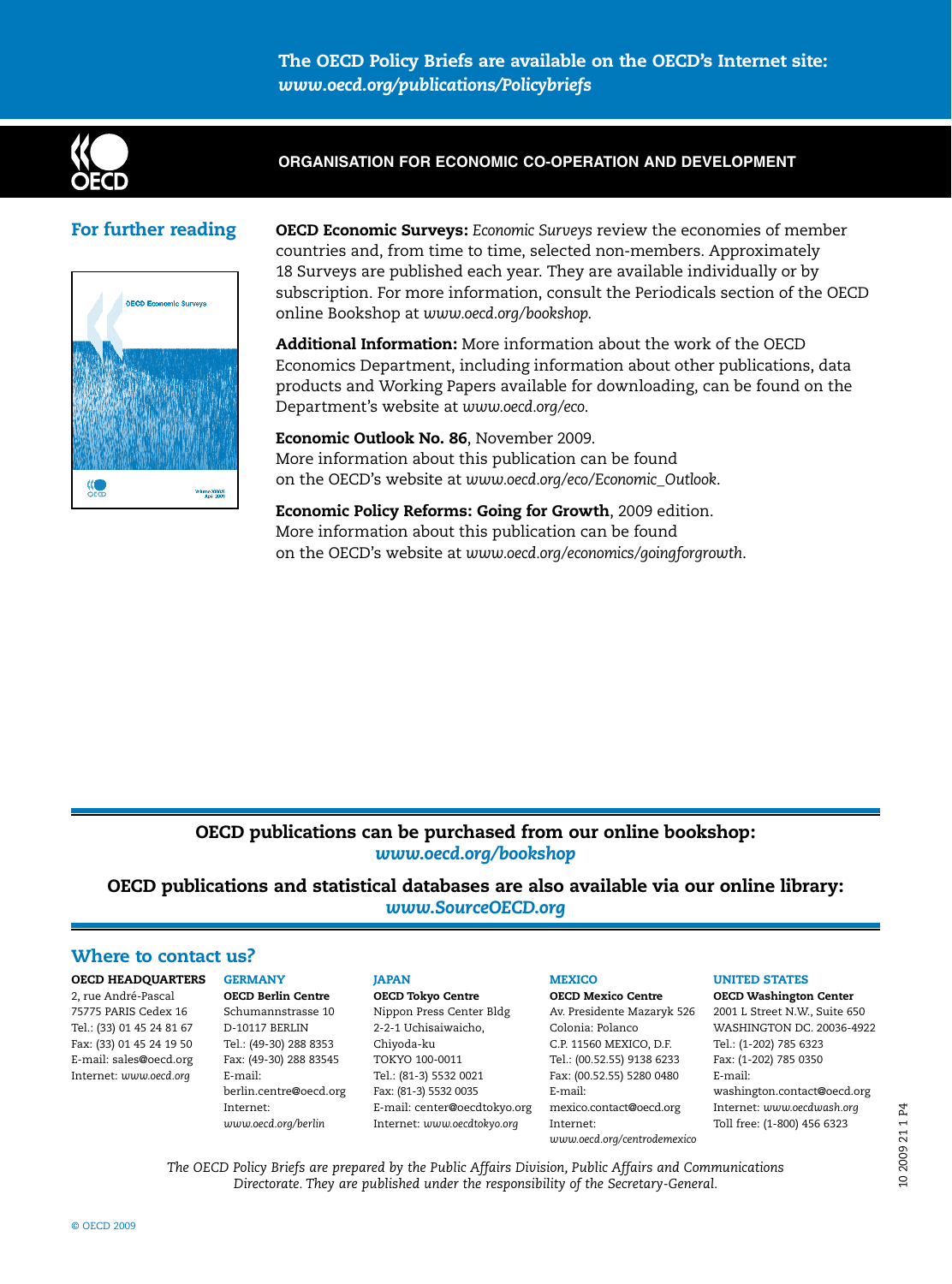**The OECD Policy Briefs are available on the OECD's Internet site:**
***www.oecd.org/publications/Policybriefs***

**ORGANISATION FOR ECONOMIC CO-OPERATION AND DEVELOPMENT**

## For further reading

**OECD Economic Surveys:** *Economic Surveys* review the economies of member countries and, from time to time, selected non-members. Approximately 18 Surveys are published each year. They are available individually or by subscription. For more information, consult the Periodicals section of the OECD online Bookshop at *www.oecd.org/bookshop*.

**Additional Information:** More information about the work of the OECD Economics Department, including information about other publications, data products and Working Papers available for downloading, can be found on the Department's website at *www.oecd.org/eco*.

**Economic Outlook No. 86**, November 2009.
More information about this publication can be found on the OECD's website at *www.oecd.org/eco/Economic_Outlook*.

**Economic Policy Reforms: Going for Growth**, 2009 edition.
More information about this publication can be found on the OECD's website at *www.oecd.org/economics/goingforgrowth*.

**OECD publications can be purchased from our online bookshop:**
***www.oecd.org/bookshop***

**OECD publications and statistical databases are also available via our online library:**
***www.SourceOECD.org***

## Where to contact us?

**OECD HEADQUARTERS**
2, rue André-Pascal
75775 PARIS Cedex 16
Tel.: (33) 01 45 24 81 67
Fax: (33) 01 45 24 19 50
E-mail: sales@oecd.org
Internet: *www.oecd.org*

**GERMANY**
**OECD Berlin Centre**
Schumannstrasse 10
D-10117 BERLIN
Tel.: (49-30) 288 8353
Fax: (49-30) 288 83545
E-mail: berlin.centre@oecd.org
Internet: *www.oecd.org/berlin*

**JAPAN**
**OECD Tokyo Centre**
Nippon Press Center Bldg
2-2-1 Uchisaiwaicho,
Chiyoda-ku
TOKYO 100-0011
Tel.: (81-3) 5532 0021
Fax: (81-3) 5532 0035
E-mail: center@oecdtokyo.org
Internet: *www.oecdtokyo.org*

**MEXICO**
**OECD Mexico Centre**
Av. Presidente Mazaryk 526
Colonia: Polanco
C.P. 11560 MEXICO, D.F.
Tel.: (00.52.55) 9138 6233
Fax: (00.52.55) 5280 0480
E-mail: mexico.contact@oecd.org
Internet: *www.oecd.org/centrodemexico*

**UNITED STATES**
**OECD Washington Center**
2001 L Street N.W., Suite 650
WASHINGTON DC. 20036-4922
Tel.: (1-202) 785 6323
Fax: (1-202) 785 0350
E-mail: washington.contact@oecd.org
Internet: *www.oecdwash.org*
Toll free: (1-800) 456 6323

*The OECD Policy Briefs are prepared by the Public Affairs Division, Public Affairs and Communications Directorate. They are published under the responsibility of the Secretary-General.*

10 2009 21 1 P4

© OECD 2009